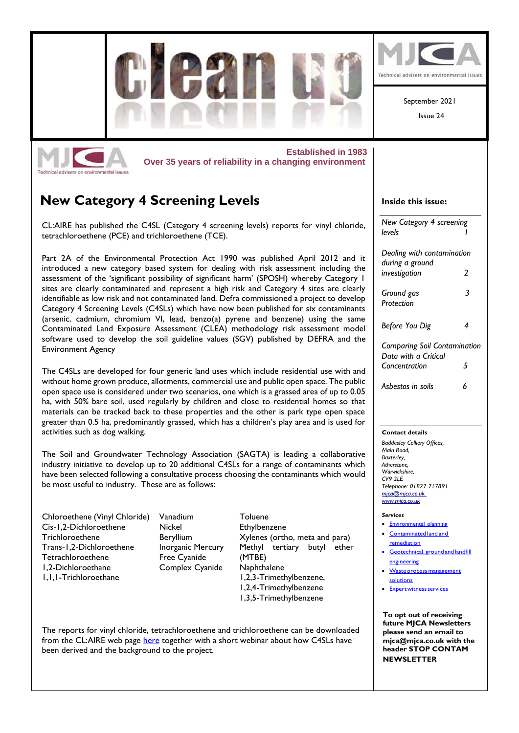# clean up

MJCA
Technical advisers on environmental issues

September 2021

Issue 24

**Established in 1983**
**Over 35 years of reliability in a changing environment**

## New Category 4 Screening Levels

CL:AIRE has published the C4SL (Category 4 screening levels) reports for vinyl chloride, tetrachloroethene (PCE) and trichloroethene (TCE).

Part 2A of the Environmental Protection Act 1990 was published April 2012 and it introduced a new category based system for dealing with risk assessment including the assessment of the 'significant possibility of significant harm' (SPOSH) whereby Category 1 sites are clearly contaminated and represent a high risk and Category 4 sites are clearly identifiable as low risk and not contaminated land. Defra commissioned a project to develop Category 4 Screening Levels (C4SLs) which have now been published for six contaminants (arsenic, cadmium, chromium VI, lead, benzo(a) pyrene and benzene) using the same Contaminated Land Exposure Assessment (CLEA) methodology risk assessment model software used to develop the soil guideline values (SGV) published by DEFRA and the Environment Agency

The C4SLs are developed for four generic land uses which include residential use with and without home grown produce, allotments, commercial use and public open space. The public open space use is considered under two scenarios, one which is a grassed area of up to 0.05 ha, with 50% bare soil, used regularly by children and close to residential homes so that materials can be tracked back to these properties and the other is park type open space greater than 0.5 ha, predominantly grassed, which has a children's play area and is used for activities such as dog walking.

The Soil and Groundwater Technology Association (SAGTA) is leading a collaborative industry initiative to develop up to 20 additional C4SLs for a range of contaminants which have been selected following a consultative process choosing the contaminants which would be most useful to industry. These are as follows:

- Chloroethene (Vinyl Chloride)
- Cis-1,2-Dichloroethene
- Trichloroethene
- Trans-1,2-Dichloroethene
- Tetrachloroethene
- 1,2-Dichloroethane
- 1,1,1-Trichloroethane
- Vanadium
- Nickel
- Beryllium
- Inorganic Mercury
- Free Cyanide
- Complex Cyanide
- Toluene
- Ethylbenzene
- Xylenes (ortho, meta and para)
- Methyl tertiary butyl ether (MTBE)
- Naphthalene
- 1,2,3-Trimethylbenzene,
- 1,2,4-Trimethylbenzene
- 1,3,5-Trimethylbenzene

The reports for vinyl chloride, tetrachloroethene and trichloroethene can be downloaded from the CL:AIRE web page here together with a short webinar about how C4SLs have been derived and the background to the project.

**Inside this issue:**

| | |
|---|---|
| *New Category 4 screening levels* | *1* |
| *Dealing with contamination during a ground investigation* | *2* |
| *Ground gas Protection* | *3* |
| *Before You Dig* | *4* |
| *Comparing Soil Contamination Data with a Critical Concentration* | *5* |
| *Asbestos in soils* | *6* |

**Contact details**

*Baddesley Colliery Offices,*
*Main Road,*
*Baxterley,*
*Atherstone,*
*Warwickshire,*
*CV9 2LE*
*Telephone: 01827 717891*
*mjca@mjca.co.uk*
*www.mjca.co.uk*

***Services***

- Environmental planning
- Contaminated land and remediation
- Geotechnical, ground and landfill engineering
- Waste process management solutions
- Expert witness services

**To opt out of receiving future MJCA Newsletters please send an email to mjca@mjca.co.uk with the header STOP CONTAM NEWSLETTER**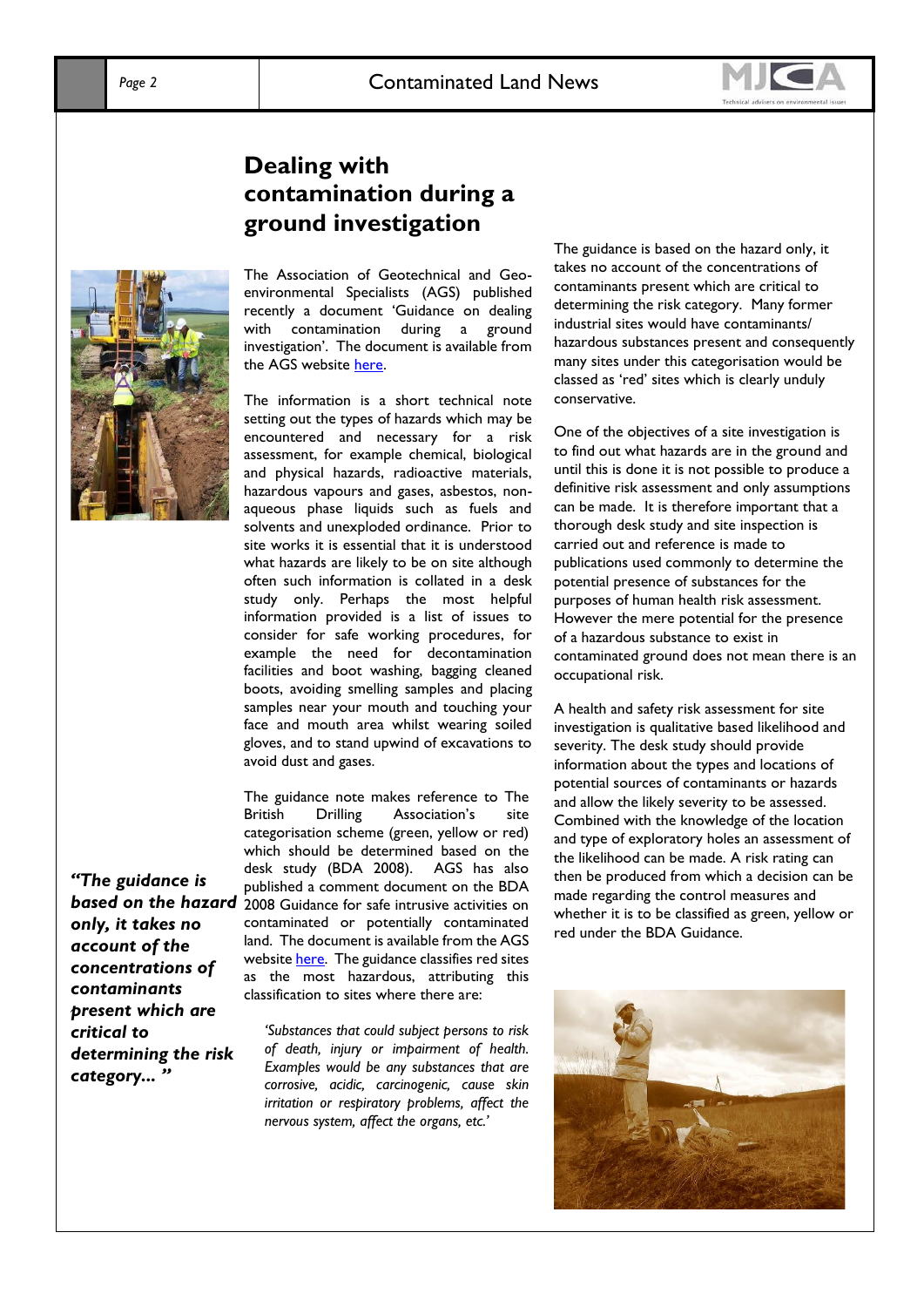# Dealing with contamination during a ground investigation

The Association of Geotechnical and Geo-environmental Specialists (AGS) published recently a document 'Guidance on dealing with contamination during a ground investigation'. The document is available from the AGS website here.

The information is a short technical note setting out the types of hazards which may be encountered and necessary for a risk assessment, for example chemical, biological and physical hazards, radioactive materials, hazardous vapours and gases, asbestos, non-aqueous phase liquids such as fuels and solvents and unexploded ordinance. Prior to site works it is essential that it is understood what hazards are likely to be on site although often such information is collated in a desk study only. Perhaps the most helpful information provided is a list of issues to consider for safe working procedures, for example the need for decontamination facilities and boot washing, bagging cleaned boots, avoiding smelling samples and placing samples near your mouth and touching your face and mouth area whilst wearing soiled gloves, and to stand upwind of excavations to avoid dust and gases.

The guidance note makes reference to The British Drilling Association's site categorisation scheme (green, yellow or red) which should be determined based on the desk study (BDA 2008). AGS has also published a comment document on the BDA 2008 Guidance for safe intrusive activities on contaminated or potentially contaminated land. The document is available from the AGS website here. The guidance classifies red sites as the most hazardous, attributing this classification to sites where there are:

> *'Substances that could subject persons to risk of death, injury or impairment of health. Examples would be any substances that are corrosive, acidic, carcinogenic, cause skin irritation or respiratory problems, affect the nervous system, affect the organs, etc.'*

***"The guidance is based on the hazard only, it takes no account of the concentrations of contaminants present which are critical to determining the risk category... "***

The guidance is based on the hazard only, it takes no account of the concentrations of contaminants present which are critical to determining the risk category. Many former industrial sites would have contaminants/ hazardous substances present and consequently many sites under this categorisation would be classed as 'red' sites which is clearly unduly conservative.

One of the objectives of a site investigation is to find out what hazards are in the ground and until this is done it is not possible to produce a definitive risk assessment and only assumptions can be made. It is therefore important that a thorough desk study and site inspection is carried out and reference is made to publications used commonly to determine the potential presence of substances for the purposes of human health risk assessment. However the mere potential for the presence of a hazardous substance to exist in contaminated ground does not mean there is an occupational risk.

A health and safety risk assessment for site investigation is qualitative based likelihood and severity. The desk study should provide information about the types and locations of potential sources of contaminants or hazards and allow the likely severity to be assessed. Combined with the knowledge of the location and type of exploratory holes an assessment of the likelihood can be made. A risk rating can then be produced from which a decision can be made regarding the control measures and whether it is to be classified as green, yellow or red under the BDA Guidance.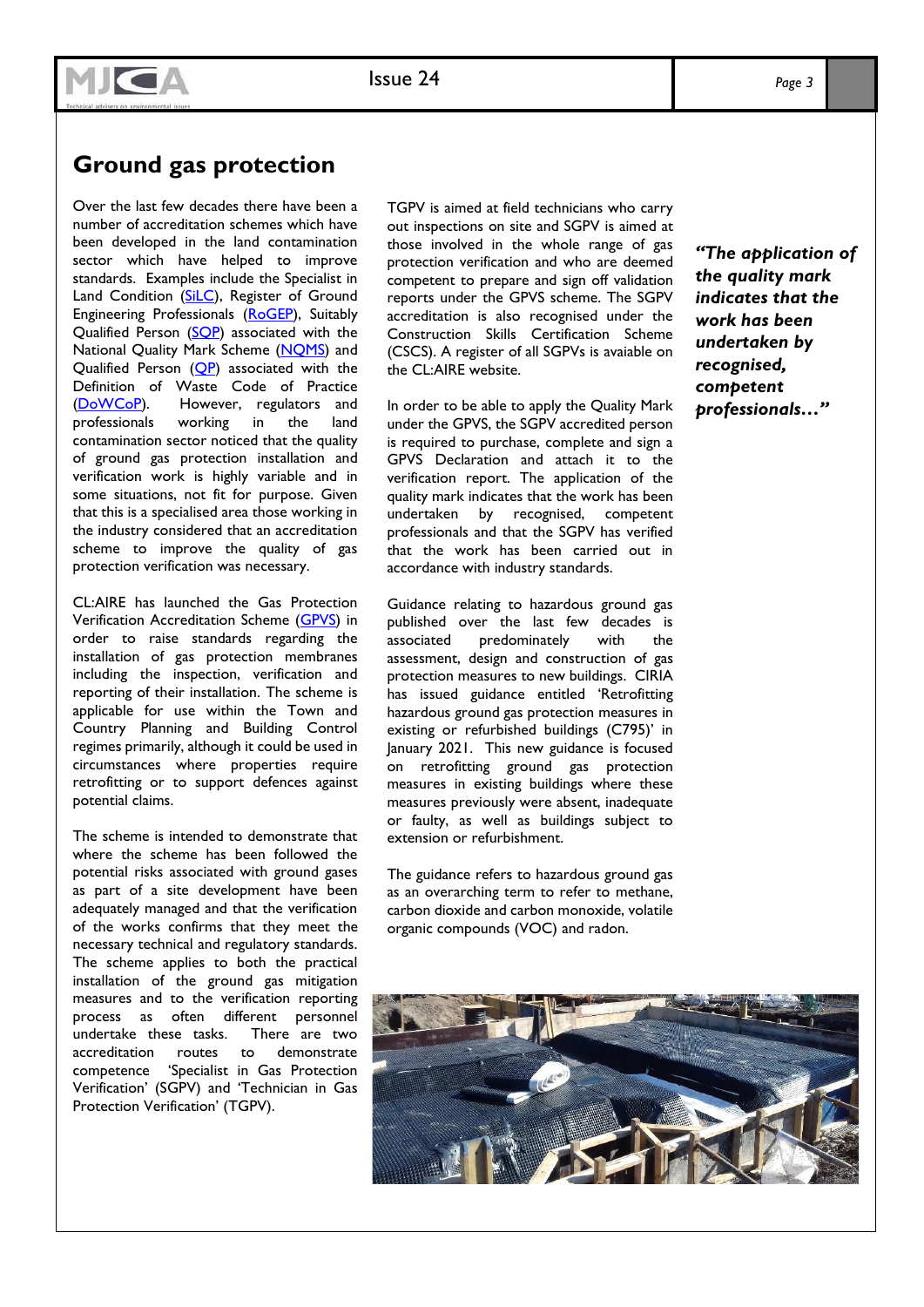# Ground gas protection

Over the last few decades there have been a number of accreditation schemes which have been developed in the land contamination sector which have helped to improve standards. Examples include the Specialist in Land Condition (SiLC), Register of Ground Engineering Professionals (RoGEP), Suitably Qualified Person (SQP) associated with the National Quality Mark Scheme (NQMS) and Qualified Person (QP) associated with the Definition of Waste Code of Practice (DoWCoP). However, regulators and professionals working in the land contamination sector noticed that the quality of ground gas protection installation and verification work is highly variable and in some situations, not fit for purpose. Given that this is a specialised area those working in the industry considered that an accreditation scheme to improve the quality of gas protection verification was necessary.

CL:AIRE has launched the Gas Protection Verification Accreditation Scheme (GPVS) in order to raise standards regarding the installation of gas protection membranes including the inspection, verification and reporting of their installation. The scheme is applicable for use within the Town and Country Planning and Building Control regimes primarily, although it could be used in circumstances where properties require retrofitting or to support defences against potential claims.

The scheme is intended to demonstrate that where the scheme has been followed the potential risks associated with ground gases as part of a site development have been adequately managed and that the verification of the works confirms that they meet the necessary technical and regulatory standards. The scheme applies to both the practical installation of the ground gas mitigation measures and to the verification reporting process as often different personnel undertake these tasks. There are two accreditation routes to demonstrate competence 'Specialist in Gas Protection Verification' (SGPV) and 'Technician in Gas Protection Verification' (TGPV).

TGPV is aimed at field technicians who carry out inspections on site and SGPV is aimed at those involved in the whole range of gas protection verification and who are deemed competent to prepare and sign off validation reports under the GPVS scheme. The SGPV accreditation is also recognised under the Construction Skills Certification Scheme (CSCS). A register of all SGPVs is avaiable on the CL:AIRE website.

In order to be able to apply the Quality Mark under the GPVS, the SGPV accredited person is required to purchase, complete and sign a GPVS Declaration and attach it to the verification report. The application of the quality mark indicates that the work has been undertaken by recognised, competent professionals and that the SGPV has verified that the work has been carried out in accordance with industry standards.

Guidance relating to hazardous ground gas published over the last few decades is associated predominately with the assessment, design and construction of gas protection measures to new buildings. CIRIA has issued guidance entitled 'Retrofitting hazardous ground gas protection measures in existing or refurbished buildings (C795)' in January 2021. This new guidance is focused on retrofitting ground gas protection measures in existing buildings where these measures previously were absent, inadequate or faulty, as well as buildings subject to extension or refurbishment.

The guidance refers to hazardous ground gas as an overarching term to refer to methane, carbon dioxide and carbon monoxide, volatile organic compounds (VOC) and radon.

***"The application of the quality mark indicates that the work has been undertaken by recognised, competent professionals…"***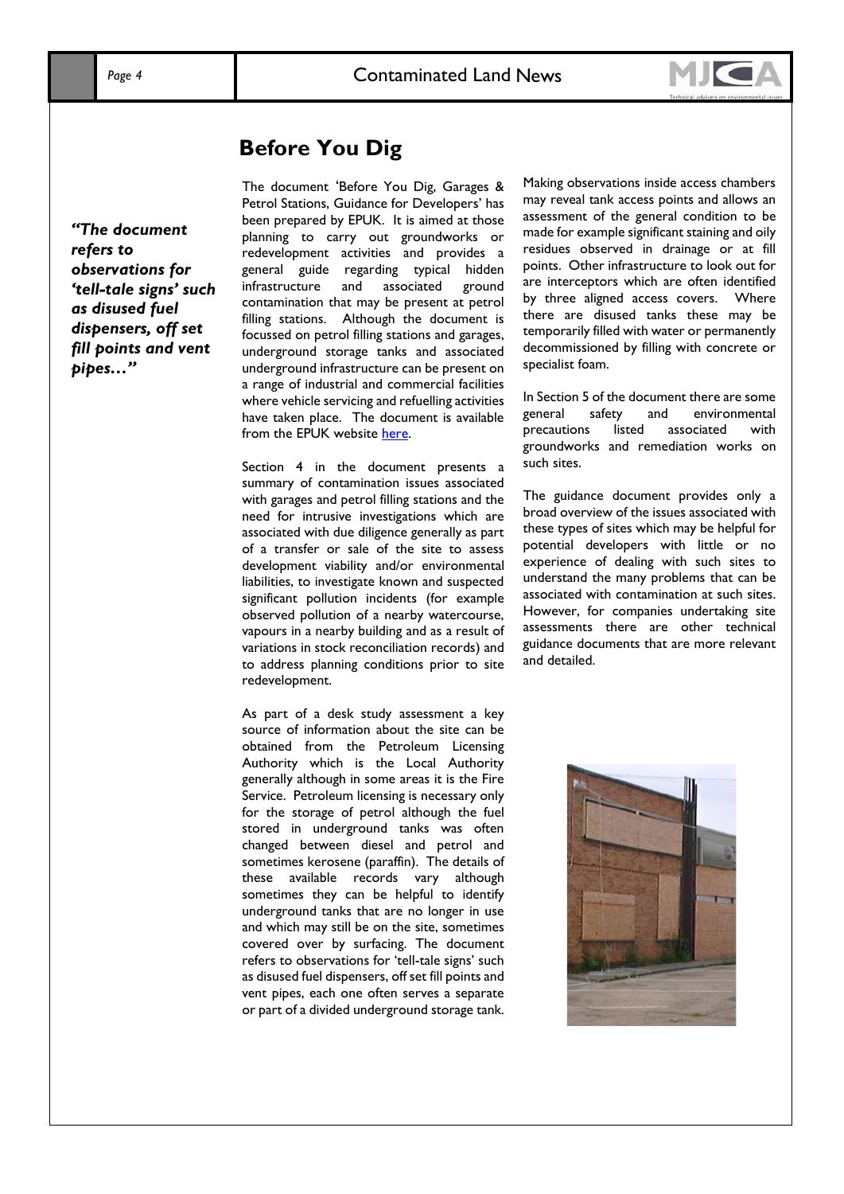# Before You Dig

*"The document refers to observations for 'tell-tale signs' such as disused fuel dispensers, off set fill points and vent pipes…"*

The document 'Before You Dig, Garages & Petrol Stations, Guidance for Developers' has been prepared by EPUK. It is aimed at those planning to carry out groundworks or redevelopment activities and provides a general guide regarding typical hidden infrastructure and associated ground contamination that may be present at petrol filling stations. Although the document is focussed on petrol filling stations and garages, underground storage tanks and associated underground infrastructure can be present on a range of industrial and commercial facilities where vehicle servicing and refuelling activities have taken place. The document is available from the EPUK website here.

Section 4 in the document presents a summary of contamination issues associated with garages and petrol filling stations and the need for intrusive investigations which are associated with due diligence generally as part of a transfer or sale of the site to assess development viability and/or environmental liabilities, to investigate known and suspected significant pollution incidents (for example observed pollution of a nearby watercourse, vapours in a nearby building and as a result of variations in stock reconciliation records) and to address planning conditions prior to site redevelopment.

As part of a desk study assessment a key source of information about the site can be obtained from the Petroleum Licensing Authority which is the Local Authority generally although in some areas it is the Fire Service. Petroleum licensing is necessary only for the storage of petrol although the fuel stored in underground tanks was often changed between diesel and petrol and sometimes kerosene (paraffin). The details of these available records vary although sometimes they can be helpful to identify underground tanks that are no longer in use and which may still be on the site, sometimes covered over by surfacing. The document refers to observations for 'tell-tale signs' such as disused fuel dispensers, off set fill points and vent pipes, each one often serves a separate or part of a divided underground storage tank.

Making observations inside access chambers may reveal tank access points and allows an assessment of the general condition to be made for example significant staining and oily residues observed in drainage or at fill points. Other infrastructure to look out for are interceptors which are often identified by three aligned access covers. Where there are disused tanks these may be temporarily filled with water or permanently decommissioned by filling with concrete or specialist foam.

In Section 5 of the document there are some general safety and environmental precautions listed associated with groundworks and remediation works on such sites.

The guidance document provides only a broad overview of the issues associated with these types of sites which may be helpful for potential developers with little or no experience of dealing with such sites to understand the many problems that can be associated with contamination at such sites. However, for companies undertaking site assessments there are other technical guidance documents that are more relevant and detailed.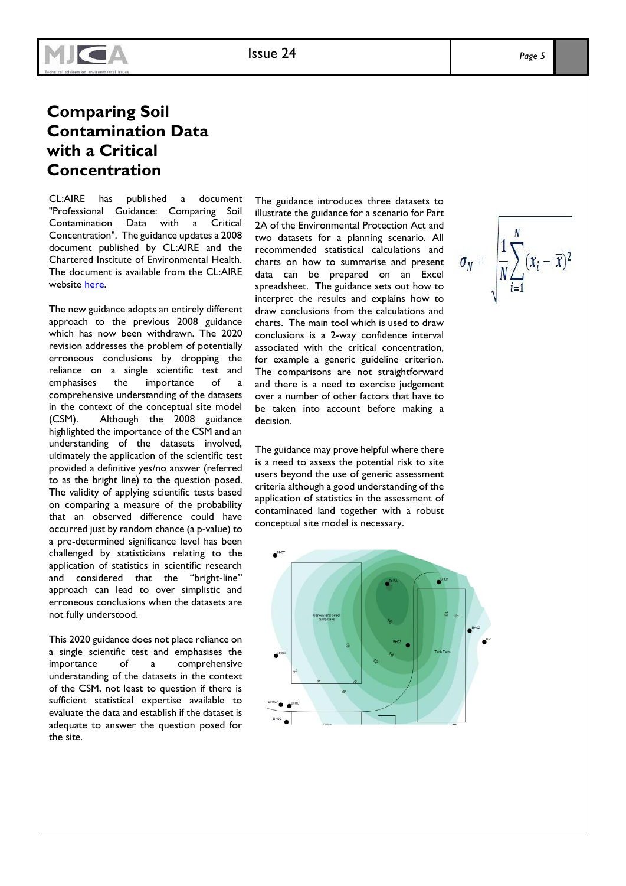# Comparing Soil Contamination Data with a Critical Concentration

CL:AIRE has published a document "Professional Guidance: Comparing Soil Contamination Data with a Critical Concentration". The guidance updates a 2008 document published by CL:AIRE and the Chartered Institute of Environmental Health. The document is available from the CL:AIRE website here.

The new guidance adopts an entirely different approach to the previous 2008 guidance which has now been withdrawn. The 2020 revision addresses the problem of potentially erroneous conclusions by dropping the reliance on a single scientific test and emphasises the importance of a comprehensive understanding of the datasets in the context of the conceptual site model (CSM). Although the 2008 guidance highlighted the importance of the CSM and an understanding of the datasets involved, ultimately the application of the scientific test provided a definitive yes/no answer (referred to as the bright line) to the question posed. The validity of applying scientific tests based on comparing a measure of the probability that an observed difference could have occurred just by random chance (a p-value) to a pre-determined significance level has been challenged by statisticians relating to the application of statistics in scientific research and considered that the "bright-line" approach can lead to over simplistic and erroneous conclusions when the datasets are not fully understood.

This 2020 guidance does not place reliance on a single scientific test and emphasises the importance of a comprehensive understanding of the datasets in the context of the CSM, not least to question if there is sufficient statistical expertise available to evaluate the data and establish if the dataset is adequate to answer the question posed for the site.

The guidance introduces three datasets to illustrate the guidance for a scenario for Part 2A of the Environmental Protection Act and two datasets for a planning scenario. All recommended statistical calculations and charts on how to summarise and present data can be prepared on an Excel spreadsheet. The guidance sets out how to interpret the results and explains how to draw conclusions from the calculations and charts. The main tool which is used to draw conclusions is a 2-way confidence interval associated with the critical concentration, for example a generic guideline criterion. The comparisons are not straightforward and there is a need to exercise judgement over a number of other factors that have to be taken into account before making a decision.

$$\sigma_N = \sqrt{\frac{1}{N}\sum_{i=1}^{N}(x_i - \bar{x})^2}$$

The guidance may prove helpful where there is a need to assess the potential risk to site users beyond the use of generic assessment criteria although a good understanding of the application of statistics in the assessment of contaminated land together with a robust conceptual site model is necessary.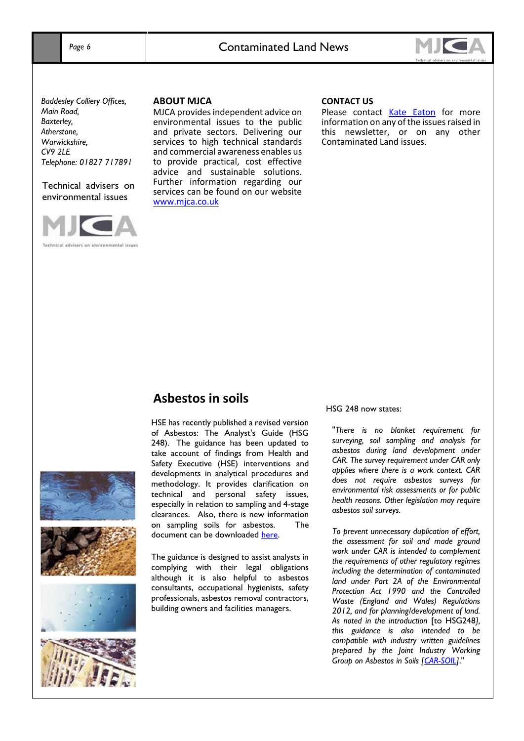*Baddesley Colliery Offices,*
*Main Road,*
*Baxterley,*
*Atherstone,*
*Warwickshire,*
*CV9 2LE*
*Telephone: 01827 717891*

Technical advisers on environmental issues

## ABOUT MJCA

MJCA provides independent advice on environmental issues to the public and private sectors. Delivering our services to high technical standards and commercial awareness enables us to provide practical, cost effective advice and sustainable solutions. Further information regarding our services can be found on our website www.mjca.co.uk

## CONTACT US

Please contact Kate Eaton for more information on any of the issues raised in this newsletter, or on any other Contaminated Land issues.

# Asbestos in soils

HSE has recently published a revised version of Asbestos: The Analyst's Guide (HSG 248). The guidance has been updated to take account of findings from Health and Safety Executive (HSE) interventions and developments in analytical procedures and methodology. It provides clarification on technical and personal safety issues, especially in relation to sampling and 4-stage clearances. Also, there is new information on sampling soils for asbestos. The document can be downloaded here.

The guidance is designed to assist analysts in complying with their legal obligations although it is also helpful to asbestos consultants, occupational hygienists, safety professionals, asbestos removal contractors, building owners and facilities managers.

HSG 248 now states:

> "*There is no blanket requirement for surveying, soil sampling and analysis for asbestos during land development under CAR. The survey requirement under CAR only applies where there is a work context. CAR does not require asbestos surveys for environmental risk assessments or for public health reasons. Other legislation may require asbestos soil surveys.*
>
> *To prevent unnecessary duplication of effort, the assessment for soil and made ground work under CAR is intended to complement the requirements of other regulatory regimes including the determination of contaminated land under Part 2A of the Environmental Protection Act 1990 and the Controlled Waste (England and Wales) Regulations 2012, and for planning/development of land. As noted in the introduction* [to HSG248]*, this guidance is also intended to be compatible with industry written guidelines prepared by the Joint Industry Working Group on Asbestos in Soils [CAR-SOIL].*"